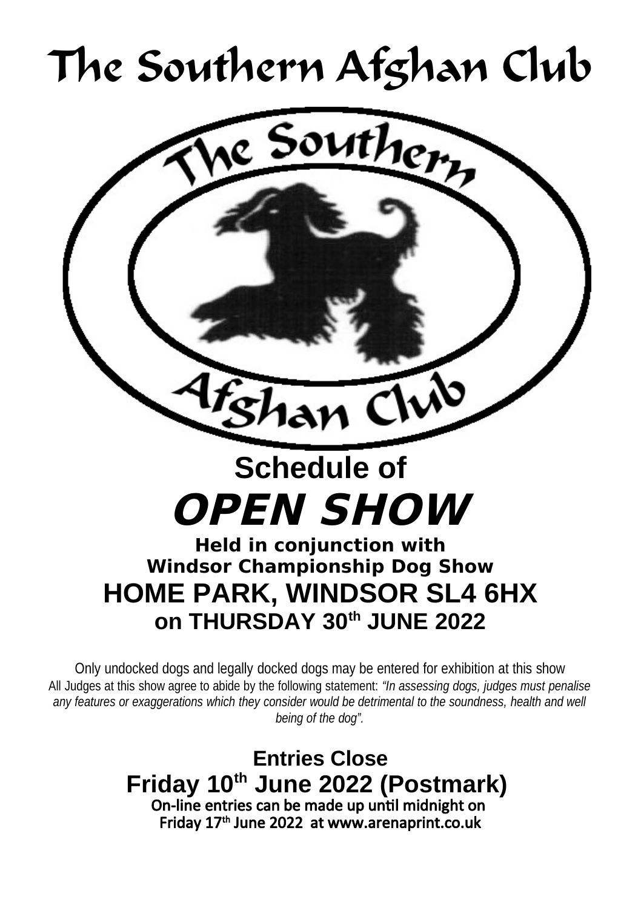# The Southern Afghan Club

## Schedule of

# OPEN SHOW

**Held in conjunction with**
**Windsor Championship Dog Show**

## HOME PARK, WINDSOR SL4 6HX

## on THURSDAY 30th JUNE 2022

Only undocked dogs and legally docked dogs may be entered for exhibition at this show

All Judges at this show agree to abide by the following statement: *"In assessing dogs, judges must penalise any features or exaggerations which they consider would be detrimental to the soundness, health and well being of the dog".*

## Entries Close

## Friday 10th June 2022 (Postmark)

**On-line entries can be made up until midnight on Friday 17th June 2022 at www.arenaprint.co.uk**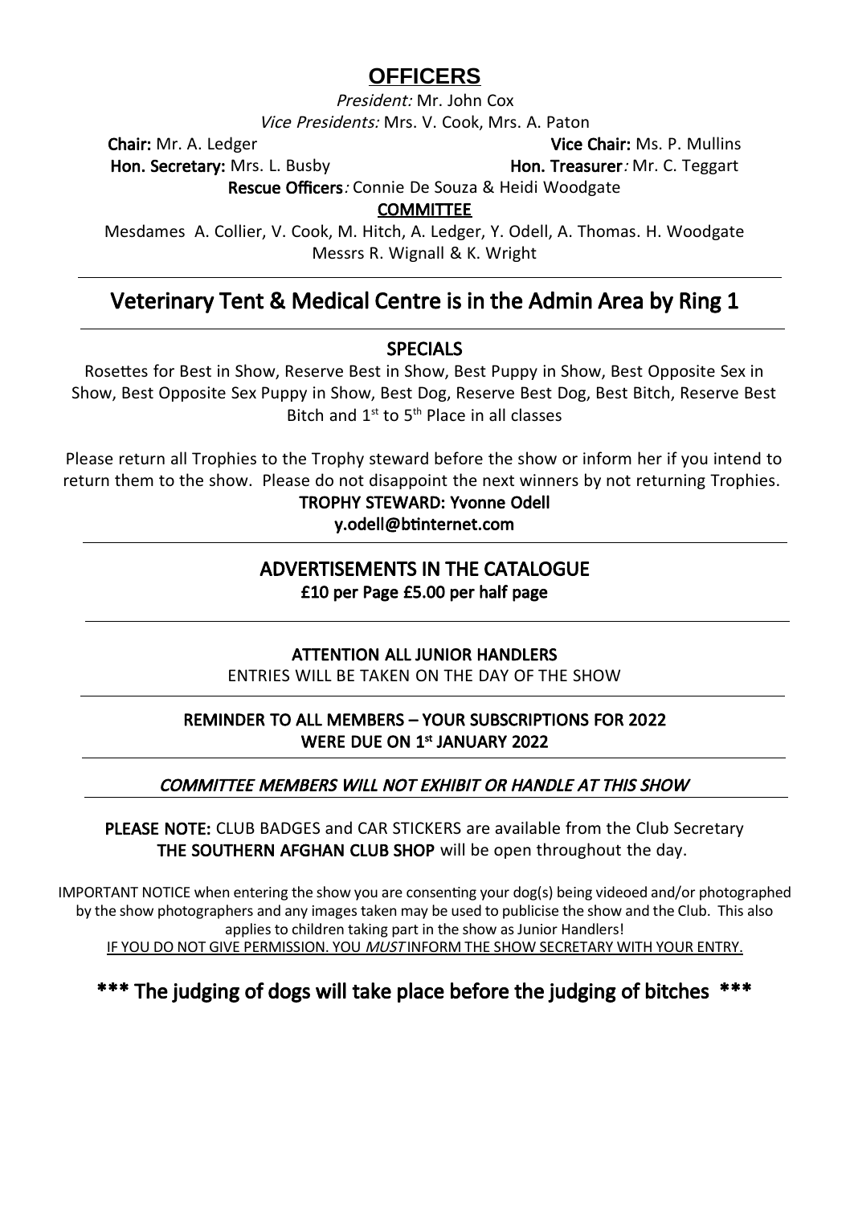# OFFICERS

*President:* Mr. John Cox

*Vice Presidents:* Mrs. V. Cook, Mrs. A. Paton

**Chair:** Mr. A. Ledger **Vice Chair:** Ms. P. Mullins

**Hon. Secretary:** Mrs. L. Busby **Hon. Treasurer**: Mr. C. Teggart

**Rescue Officers**: Connie De Souza & Heidi Woodgate

**COMMITTEE**

Mesdames A. Collier, V. Cook, M. Hitch, A. Ledger, Y. Odell, A. Thomas. H. Woodgate
Messrs R. Wignall & K. Wright

---

## Veterinary Tent & Medical Centre is in the Admin Area by Ring 1

---

**SPECIALS**

Rosettes for Best in Show, Reserve Best in Show, Best Puppy in Show, Best Opposite Sex in Show, Best Opposite Sex Puppy in Show, Best Dog, Reserve Best Dog, Best Bitch, Reserve Best Bitch and 1st to 5th Place in all classes

Please return all Trophies to the Trophy steward before the show or inform her if you intend to return them to the show. Please do not disappoint the next winners by not returning Trophies.

**TROPHY STEWARD: Yvonne Odell**
**y.odell@btinternet.com**

---

**ADVERTISEMENTS IN THE CATALOGUE**
**£10 per Page £5.00 per half page**

---

**ATTENTION ALL JUNIOR HANDLERS**

ENTRIES WILL BE TAKEN ON THE DAY OF THE SHOW

---

**REMINDER TO ALL MEMBERS – YOUR SUBSCRIPTIONS FOR 2022 WERE DUE ON 1st JANUARY 2022**

---

***COMMITTEE MEMBERS WILL NOT EXHIBIT OR HANDLE AT THIS SHOW***

---

**PLEASE NOTE:** CLUB BADGES and CAR STICKERS are available from the Club Secretary
**THE SOUTHERN AFGHAN CLUB SHOP** will be open throughout the day.

IMPORTANT NOTICE when entering the show you are consenting your dog(s) being videoed and/or photographed by the show photographers and any images taken may be used to publicise the show and the Club. This also applies to children taking part in the show as Junior Handlers!
IF YOU DO NOT GIVE PERMISSION. YOU *MUST* INFORM THE SHOW SECRETARY WITH YOUR ENTRY.

**\*\*\* The judging of dogs will take place before the judging of bitches \*\*\***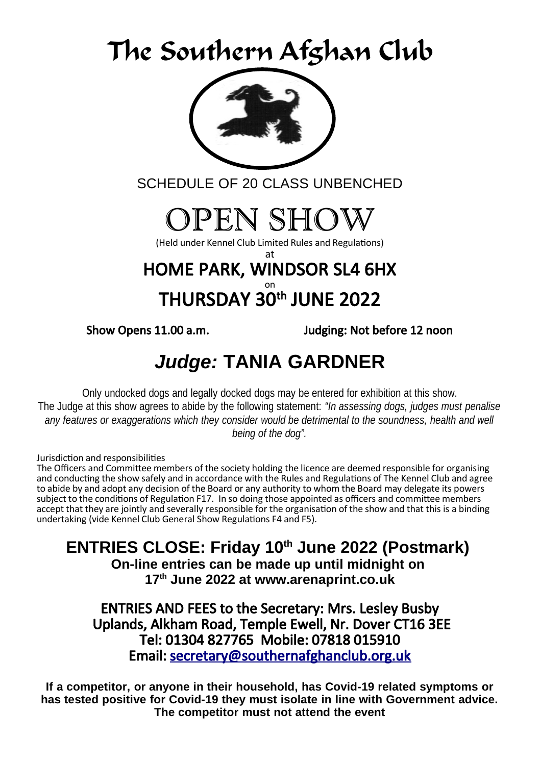# The Southern Afghan Club

SCHEDULE OF 20 CLASS UNBENCHED

# OPEN SHOW

(Held under Kennel Club Limited Rules and Regulations)

at

## HOME PARK, WINDSOR SL4 6HX

on

## THURSDAY 30th JUNE 2022

**Show Opens 11.00 a.m.** **Judging: Not before 12 noon**

## *Judge:* TANIA GARDNER

Only undocked dogs and legally docked dogs may be entered for exhibition at this show.
The Judge at this show agrees to abide by the following statement: *"In assessing dogs, judges must penalise any features or exaggerations which they consider would be detrimental to the soundness, health and well being of the dog".*

Jurisdiction and responsibilities
The Officers and Committee members of the society holding the licence are deemed responsible for organising and conducting the show safely and in accordance with the Rules and Regulations of The Kennel Club and agree to abide by and adopt any decision of the Board or any authority to whom the Board may delegate its powers subject to the conditions of Regulation F17. In so doing those appointed as officers and committee members accept that they are jointly and severally responsible for the organisation of the show and that this is a binding undertaking (vide Kennel Club General Show Regulations F4 and F5).

## ENTRIES CLOSE: Friday 10th June 2022 (Postmark)

**On-line entries can be made up until midnight on 17th June 2022 at www.arenaprint.co.uk**

**ENTRIES AND FEES to the Secretary: Mrs. Lesley Busby**
**Uplands, Alkham Road, Temple Ewell, Nr. Dover CT16 3EE**
**Tel: 01304 827765 Mobile: 07818 015910**
**Email: secretary@southernafghanclub.org.uk**

**If a competitor, or anyone in their household, has Covid-19 related symptoms or has tested positive for Covid-19 they must isolate in line with Government advice. The competitor must not attend the event**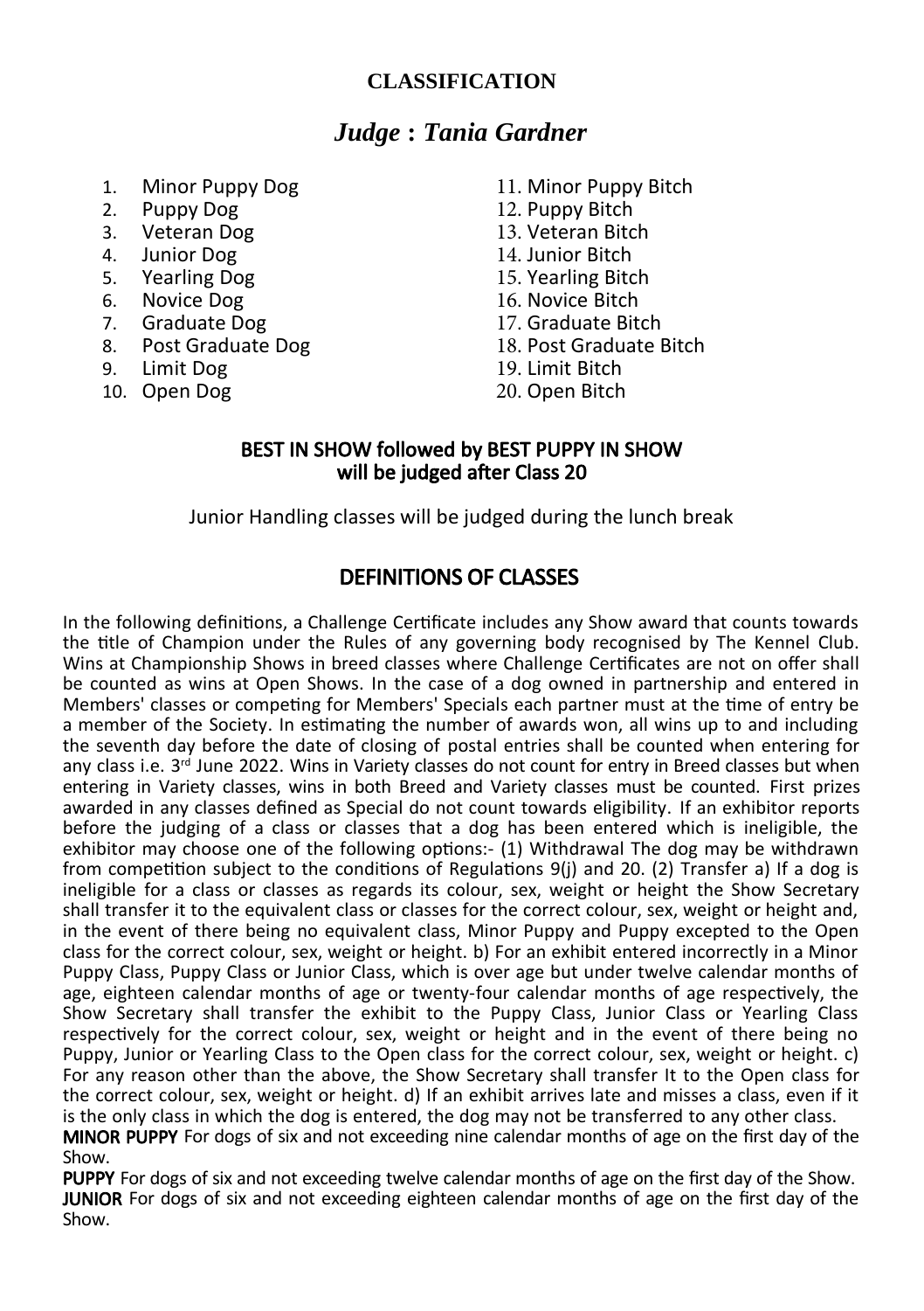## CLASSIFICATION

## *Judge : Tania Gardner*

1. Minor Puppy Dog
2. Puppy Dog
3. Veteran Dog
4. Junior Dog
5. Yearling Dog
6. Novice Dog
7. Graduate Dog
8. Post Graduate Dog
9. Limit Dog
10. Open Dog
11. Minor Puppy Bitch
12. Puppy Bitch
13. Veteran Bitch
14. Junior Bitch
15. Yearling Bitch
16. Novice Bitch
17. Graduate Bitch
18. Post Graduate Bitch
19. Limit Bitch
20. Open Bitch

**BEST IN SHOW followed by BEST PUPPY IN SHOW will be judged after Class 20**

Junior Handling classes will be judged during the lunch break

## DEFINITIONS OF CLASSES

In the following definitions, a Challenge Certificate includes any Show award that counts towards the title of Champion under the Rules of any governing body recognised by The Kennel Club. Wins at Championship Shows in breed classes where Challenge Certificates are not on offer shall be counted as wins at Open Shows. In the case of a dog owned in partnership and entered in Members' classes or competing for Members' Specials each partner must at the time of entry be a member of the Society. In estimating the number of awards won, all wins up to and including the seventh day before the date of closing of postal entries shall be counted when entering for any class i.e. 3rd June 2022. Wins in Variety classes do not count for entry in Breed classes but when entering in Variety classes, wins in both Breed and Variety classes must be counted. First prizes awarded in any classes defined as Special do not count towards eligibility. If an exhibitor reports before the judging of a class or classes that a dog has been entered which is ineligible, the exhibitor may choose one of the following options:- (1) Withdrawal The dog may be withdrawn from competition subject to the conditions of Regulations 9(j) and 20. (2) Transfer a) If a dog is ineligible for a class or classes as regards its colour, sex, weight or height the Show Secretary shall transfer it to the equivalent class or classes for the correct colour, sex, weight or height and, in the event of there being no equivalent class, Minor Puppy and Puppy excepted to the Open class for the correct colour, sex, weight or height. b) For an exhibit entered incorrectly in a Minor Puppy Class, Puppy Class or Junior Class, which is over age but under twelve calendar months of age, eighteen calendar months of age or twenty-four calendar months of age respectively, the Show Secretary shall transfer the exhibit to the Puppy Class, Junior Class or Yearling Class respectively for the correct colour, sex, weight or height and in the event of there being no Puppy, Junior or Yearling Class to the Open class for the correct colour, sex, weight or height. c) For any reason other than the above, the Show Secretary shall transfer It to the Open class for the correct colour, sex, weight or height. d) If an exhibit arrives late and misses a class, even if it is the only class in which the dog is entered, the dog may not be transferred to any other class.

**MINOR PUPPY** For dogs of six and not exceeding nine calendar months of age on the first day of the Show.

**PUPPY** For dogs of six and not exceeding twelve calendar months of age on the first day of the Show.

**JUNIOR** For dogs of six and not exceeding eighteen calendar months of age on the first day of the Show.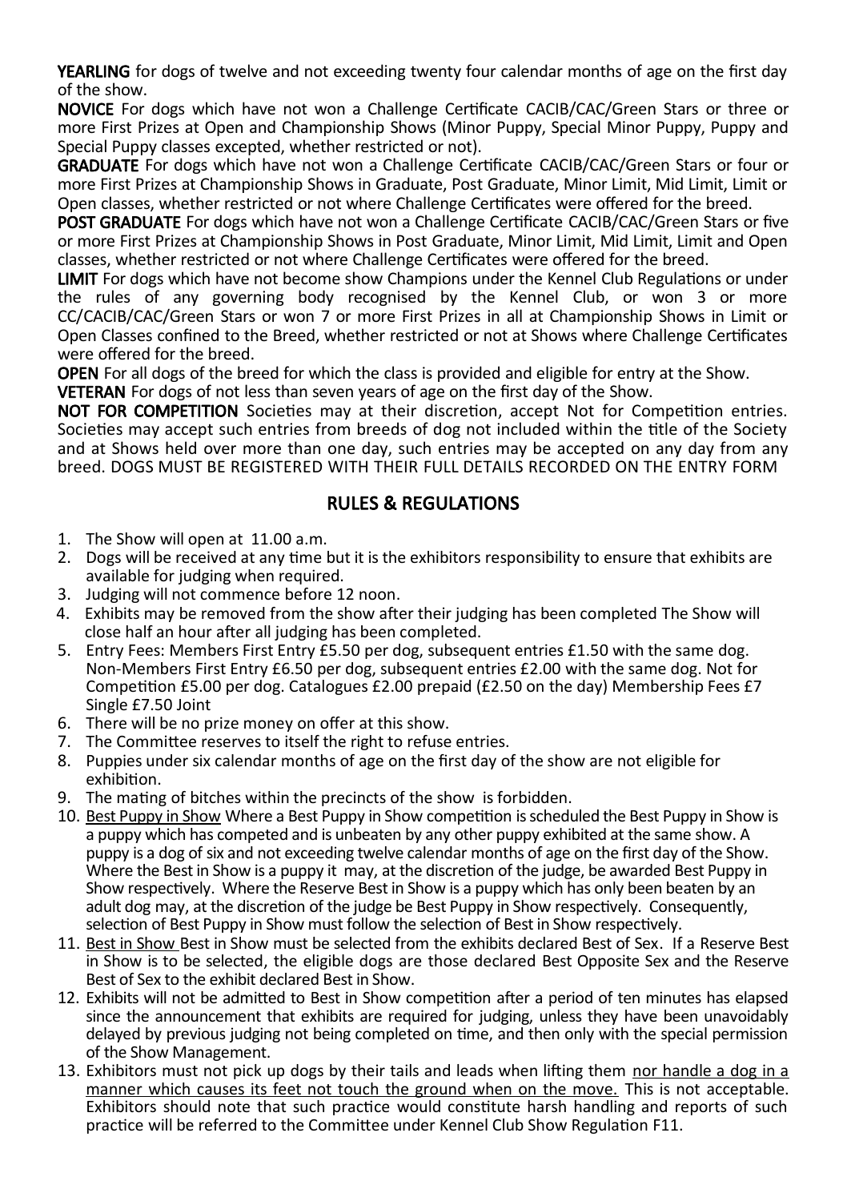**YEARLING** for dogs of twelve and not exceeding twenty four calendar months of age on the first day of the show.

**NOVICE** For dogs which have not won a Challenge Certificate CACIB/CAC/Green Stars or three or more First Prizes at Open and Championship Shows (Minor Puppy, Special Minor Puppy, Puppy and Special Puppy classes excepted, whether restricted or not).

**GRADUATE** For dogs which have not won a Challenge Certificate CACIB/CAC/Green Stars or four or more First Prizes at Championship Shows in Graduate, Post Graduate, Minor Limit, Mid Limit, Limit or Open classes, whether restricted or not where Challenge Certificates were offered for the breed.

**POST GRADUATE** For dogs which have not won a Challenge Certificate CACIB/CAC/Green Stars or five or more First Prizes at Championship Shows in Post Graduate, Minor Limit, Mid Limit, Limit and Open classes, whether restricted or not where Challenge Certificates were offered for the breed.

**LIMIT** For dogs which have not become show Champions under the Kennel Club Regulations or under the rules of any governing body recognised by the Kennel Club, or won 3 or more CC/CACIB/CAC/Green Stars or won 7 or more First Prizes in all at Championship Shows in Limit or Open Classes confined to the Breed, whether restricted or not at Shows where Challenge Certificates were offered for the breed.

**OPEN** For all dogs of the breed for which the class is provided and eligible for entry at the Show.

**VETERAN** For dogs of not less than seven years of age on the first day of the Show.

**NOT FOR COMPETITION** Societies may at their discretion, accept Not for Competition entries. Societies may accept such entries from breeds of dog not included within the title of the Society and at Shows held over more than one day, such entries may be accepted on any day from any breed. DOGS MUST BE REGISTERED WITH THEIR FULL DETAILS RECORDED ON THE ENTRY FORM

## RULES & REGULATIONS

1. The Show will open at 11.00 a.m.
2. Dogs will be received at any time but it is the exhibitors responsibility to ensure that exhibits are available for judging when required.
3. Judging will not commence before 12 noon.
4. Exhibits may be removed from the show after their judging has been completed The Show will close half an hour after all judging has been completed.
5. Entry Fees: Members First Entry £5.50 per dog, subsequent entries £1.50 with the same dog. Non-Members First Entry £6.50 per dog, subsequent entries £2.00 with the same dog. Not for Competition £5.00 per dog. Catalogues £2.00 prepaid (£2.50 on the day) Membership Fees £7 Single £7.50 Joint
6. There will be no prize money on offer at this show.
7. The Committee reserves to itself the right to refuse entries.
8. Puppies under six calendar months of age on the first day of the show are not eligible for exhibition.
9. The mating of bitches within the precincts of the show is forbidden.
10. Best Puppy in Show Where a Best Puppy in Show competition is scheduled the Best Puppy in Show is a puppy which has competed and is unbeaten by any other puppy exhibited at the same show. A puppy is a dog of six and not exceeding twelve calendar months of age on the first day of the Show. Where the Best in Show is a puppy it may, at the discretion of the judge, be awarded Best Puppy in Show respectively. Where the Reserve Best in Show is a puppy which has only been beaten by an adult dog may, at the discretion of the judge be Best Puppy in Show respectively. Consequently, selection of Best Puppy in Show must follow the selection of Best in Show respectively.
11. Best in Show Best in Show must be selected from the exhibits declared Best of Sex. If a Reserve Best in Show is to be selected, the eligible dogs are those declared Best Opposite Sex and the Reserve Best of Sex to the exhibit declared Best in Show.
12. Exhibits will not be admitted to Best in Show competition after a period of ten minutes has elapsed since the announcement that exhibits are required for judging, unless they have been unavoidably delayed by previous judging not being completed on time, and then only with the special permission of the Show Management.
13. Exhibitors must not pick up dogs by their tails and leads when lifting them nor handle a dog in a manner which causes its feet not touch the ground when on the move. This is not acceptable. Exhibitors should note that such practice would constitute harsh handling and reports of such practice will be referred to the Committee under Kennel Club Show Regulation F11.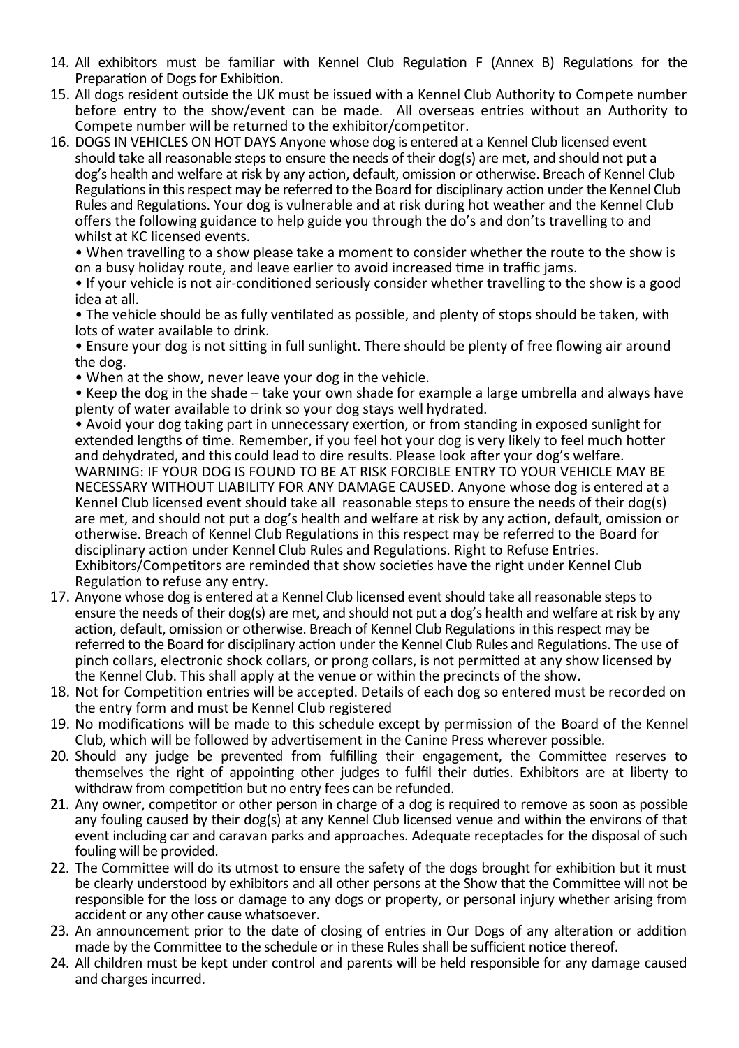14. All exhibitors must be familiar with Kennel Club Regulation F (Annex B) Regulations for the Preparation of Dogs for Exhibition.
15. All dogs resident outside the UK must be issued with a Kennel Club Authority to Compete number before entry to the show/event can be made. All overseas entries without an Authority to Compete number will be returned to the exhibitor/competitor.
16. DOGS IN VEHICLES ON HOT DAYS Anyone whose dog is entered at a Kennel Club licensed event should take all reasonable steps to ensure the needs of their dog(s) are met, and should not put a dog's health and welfare at risk by any action, default, omission or otherwise. Breach of Kennel Club Regulations in this respect may be referred to the Board for disciplinary action under the Kennel Club Rules and Regulations. Your dog is vulnerable and at risk during hot weather and the Kennel Club offers the following guidance to help guide you through the do's and don'ts travelling to and whilst at KC licensed events.

    • When travelling to a show please take a moment to consider whether the route to the show is on a busy holiday route, and leave earlier to avoid increased time in traffic jams.

    • If your vehicle is not air-conditioned seriously consider whether travelling to the show is a good idea at all.

    • The vehicle should be as fully ventilated as possible, and plenty of stops should be taken, with lots of water available to drink.

    • Ensure your dog is not sitting in full sunlight. There should be plenty of free flowing air around the dog.

    • When at the show, never leave your dog in the vehicle.

    • Keep the dog in the shade – take your own shade for example a large umbrella and always have plenty of water available to drink so your dog stays well hydrated.

    • Avoid your dog taking part in unnecessary exertion, or from standing in exposed sunlight for extended lengths of time. Remember, if you feel hot your dog is very likely to feel much hotter and dehydrated, and this could lead to dire results. Please look after your dog's welfare.
    WARNING: IF YOUR DOG IS FOUND TO BE AT RISK FORCIBLE ENTRY TO YOUR VEHICLE MAY BE NECESSARY WITHOUT LIABILITY FOR ANY DAMAGE CAUSED. Anyone whose dog is entered at a Kennel Club licensed event should take all reasonable steps to ensure the needs of their dog(s) are met, and should not put a dog's health and welfare at risk by any action, default, omission or otherwise. Breach of Kennel Club Regulations in this respect may be referred to the Board for disciplinary action under Kennel Club Rules and Regulations. Right to Refuse Entries. Exhibitors/Competitors are reminded that show societies have the right under Kennel Club Regulation to refuse any entry.
17. Anyone whose dog is entered at a Kennel Club licensed event should take all reasonable steps to ensure the needs of their dog(s) are met, and should not put a dog's health and welfare at risk by any action, default, omission or otherwise. Breach of Kennel Club Regulations in this respect may be referred to the Board for disciplinary action under the Kennel Club Rules and Regulations. The use of pinch collars, electronic shock collars, or prong collars, is not permitted at any show licensed by the Kennel Club. This shall apply at the venue or within the precincts of the show.
18. Not for Competition entries will be accepted. Details of each dog so entered must be recorded on the entry form and must be Kennel Club registered
19. No modifications will be made to this schedule except by permission of the Board of the Kennel Club, which will be followed by advertisement in the Canine Press wherever possible.
20. Should any judge be prevented from fulfilling their engagement, the Committee reserves to themselves the right of appointing other judges to fulfil their duties. Exhibitors are at liberty to withdraw from competition but no entry fees can be refunded.
21. Any owner, competitor or other person in charge of a dog is required to remove as soon as possible any fouling caused by their dog(s) at any Kennel Club licensed venue and within the environs of that event including car and caravan parks and approaches. Adequate receptacles for the disposal of such fouling will be provided.
22. The Committee will do its utmost to ensure the safety of the dogs brought for exhibition but it must be clearly understood by exhibitors and all other persons at the Show that the Committee will not be responsible for the loss or damage to any dogs or property, or personal injury whether arising from accident or any other cause whatsoever.
23. An announcement prior to the date of closing of entries in Our Dogs of any alteration or addition made by the Committee to the schedule or in these Rules shall be sufficient notice thereof.
24. All children must be kept under control and parents will be held responsible for any damage caused and charges incurred.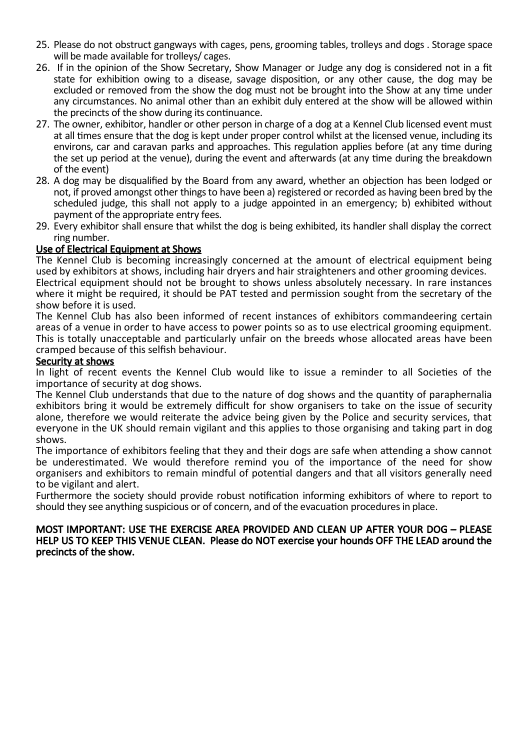25. Please do not obstruct gangways with cages, pens, grooming tables, trolleys and dogs . Storage space will be made available for trolleys/ cages.
26. If in the opinion of the Show Secretary, Show Manager or Judge any dog is considered not in a fit state for exhibition owing to a disease, savage disposition, or any other cause, the dog may be excluded or removed from the show the dog must not be brought into the Show at any time under any circumstances. No animal other than an exhibit duly entered at the show will be allowed within the precincts of the show during its continuance.
27. The owner, exhibitor, handler or other person in charge of a dog at a Kennel Club licensed event must at all times ensure that the dog is kept under proper control whilst at the licensed venue, including its environs, car and caravan parks and approaches. This regulation applies before (at any time during the set up period at the venue), during the event and afterwards (at any time during the breakdown of the event)
28. A dog may be disqualified by the Board from any award, whether an objection has been lodged or not, if proved amongst other things to have been a) registered or recorded as having been bred by the scheduled judge, this shall not apply to a judge appointed in an emergency; b) exhibited without payment of the appropriate entry fees.
29. Every exhibitor shall ensure that whilst the dog is being exhibited, its handler shall display the correct ring number.

**Use of Electrical Equipment at Shows**

The Kennel Club is becoming increasingly concerned at the amount of electrical equipment being used by exhibitors at shows, including hair dryers and hair straighteners and other grooming devices.

Electrical equipment should not be brought to shows unless absolutely necessary. In rare instances where it might be required, it should be PAT tested and permission sought from the secretary of the show before it is used.

The Kennel Club has also been informed of recent instances of exhibitors commandeering certain areas of a venue in order to have access to power points so as to use electrical grooming equipment. This is totally unacceptable and particularly unfair on the breeds whose allocated areas have been cramped because of this selfish behaviour.

**Security at shows**

In light of recent events the Kennel Club would like to issue a reminder to all Societies of the importance of security at dog shows.

The Kennel Club understands that due to the nature of dog shows and the quantity of paraphernalia exhibitors bring it would be extremely difficult for show organisers to take on the issue of security alone, therefore we would reiterate the advice being given by the Police and security services, that everyone in the UK should remain vigilant and this applies to those organising and taking part in dog shows.

The importance of exhibitors feeling that they and their dogs are safe when attending a show cannot be underestimated. We would therefore remind you of the importance of the need for show organisers and exhibitors to remain mindful of potential dangers and that all visitors generally need to be vigilant and alert.

Furthermore the society should provide robust notification informing exhibitors of where to report to should they see anything suspicious or of concern, and of the evacuation procedures in place.

**MOST IMPORTANT: USE THE EXERCISE AREA PROVIDED AND CLEAN UP AFTER YOUR DOG – PLEASE HELP US TO KEEP THIS VENUE CLEAN. Please do NOT exercise your hounds OFF THE LEAD around the precincts of the show.**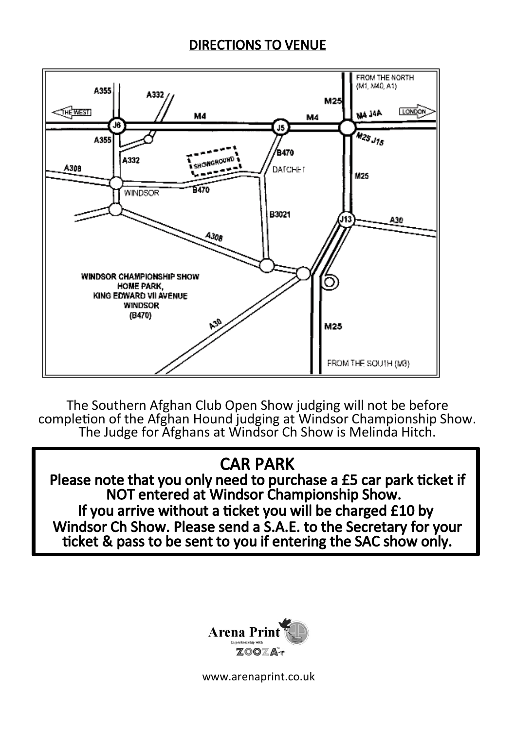## DIRECTIONS TO VENUE

FROM THE NORTH (M1, M40, A1)

A355

A332

M25

THE WEST

M4

M4

M4 J4A

LONDON

J6

J5

A355

B470

M25 J15

A332

SHOWGROUND

A308

DATCHET

M25

WINDSOR

B470

B3021

J13

A30

A308

WINDSOR CHAMPIONSHIP SHOW
HOME PARK,
KING EDWARD VII AVENUE
WINDSOR
(B470)

A30

M25

FROM THE SOUTH (M3)

The Southern Afghan Club Open Show judging will not be before completion of the Afghan Hound judging at Windsor Championship Show. The Judge for Afghans at Windsor Ch Show is Melinda Hitch.

## CAR PARK

**Please note that you only need to purchase a £5 car park ticket if NOT entered at Windsor Championship Show.**
**If you arrive without a ticket you will be charged £10 by Windsor Ch Show. Please send a S.A.E. to the Secretary for your ticket & pass to be sent to you if entering the SAC show only.**

Arena Print
In partnership with
ZOOZA

www.arenaprint.co.uk